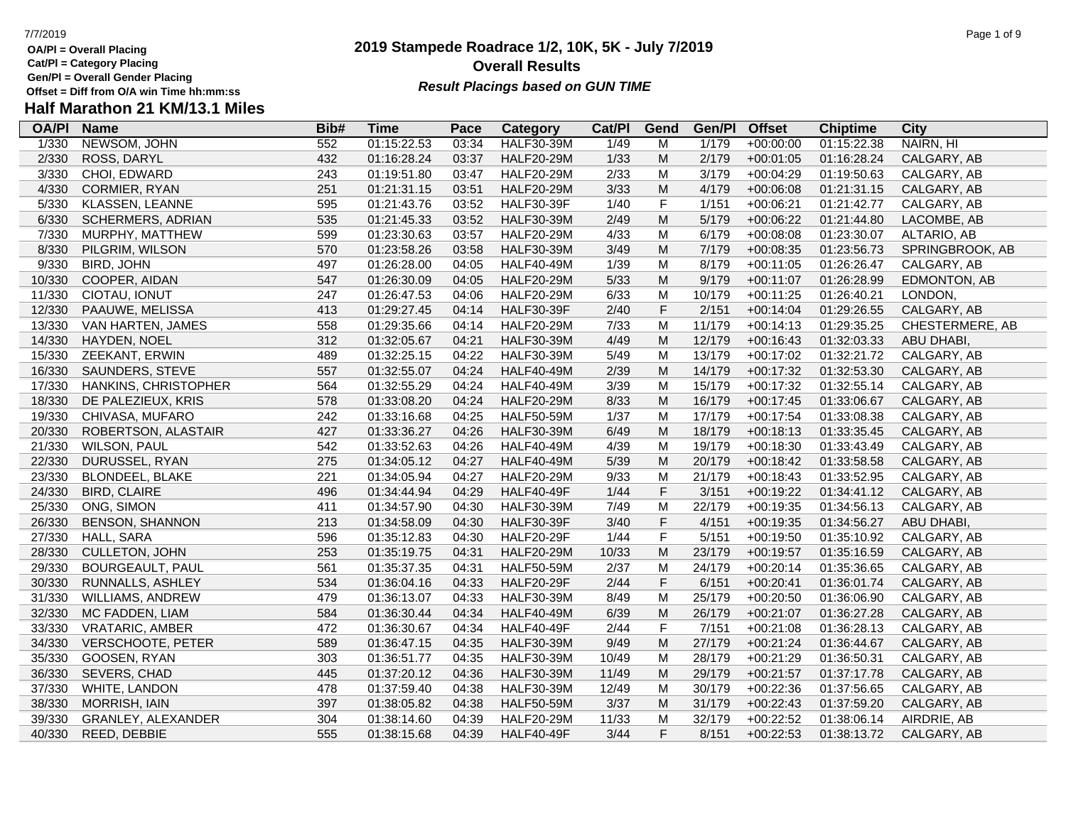OA/Pl = Overall Placing
Cat/Pl = Category Placing
Gen/Pl = Overall Gender Placing
Offset = Diff from O/A win Time hh:mm:ss

# 2019 Stampede Roadrace 1/2, 10K, 5K - July 7/2019

**Overall Results**

***Result Placings based on GUN TIME***

## Half Marathon 21 KM/13.1 Miles

| OA/Pl | Name | Bib# | Time | Pace | Category | Cat/Pl | Gend | Gen/Pl | Offset | Chiptime | City |
|---|---|---|---|---|---|---|---|---|---|---|---|
| 1/330 | NEWSOM, JOHN | 552 | 01:15:22.53 | 03:34 | HALF30-39M | 1/49 | M | 1/179 | +00:00:00 | 01:15:22.38 | NAIRN, HI |
| 2/330 | ROSS, DARYL | 432 | 01:16:28.24 | 03:37 | HALF20-29M | 1/33 | M | 2/179 | +00:01:05 | 01:16:28.24 | CALGARY, AB |
| 3/330 | CHOI, EDWARD | 243 | 01:19:51.80 | 03:47 | HALF20-29M | 2/33 | M | 3/179 | +00:04:29 | 01:19:50.63 | CALGARY, AB |
| 4/330 | CORMIER, RYAN | 251 | 01:21:31.15 | 03:51 | HALF20-29M | 3/33 | M | 4/179 | +00:06:08 | 01:21:31.15 | CALGARY, AB |
| 5/330 | KLASSEN, LEANNE | 595 | 01:21:43.76 | 03:52 | HALF30-39F | 1/40 | F | 1/151 | +00:06:21 | 01:21:42.77 | CALGARY, AB |
| 6/330 | SCHERMERS, ADRIAN | 535 | 01:21:45.33 | 03:52 | HALF30-39M | 2/49 | M | 5/179 | +00:06:22 | 01:21:44.80 | LACOMBE, AB |
| 7/330 | MURPHY, MATTHEW | 599 | 01:23:30.63 | 03:57 | HALF20-29M | 4/33 | M | 6/179 | +00:08:08 | 01:23:30.07 | ALTARIO, AB |
| 8/330 | PILGRIM, WILSON | 570 | 01:23:58.26 | 03:58 | HALF30-39M | 3/49 | M | 7/179 | +00:08:35 | 01:23:56.73 | SPRINGBROOK, AB |
| 9/330 | BIRD, JOHN | 497 | 01:26:28.00 | 04:05 | HALF40-49M | 1/39 | M | 8/179 | +00:11:05 | 01:26:26.47 | CALGARY, AB |
| 10/330 | COOPER, AIDAN | 547 | 01:26:30.09 | 04:05 | HALF20-29M | 5/33 | M | 9/179 | +00:11:07 | 01:26:28.99 | EDMONTON, AB |
| 11/330 | CIOTAU, IONUT | 247 | 01:26:47.53 | 04:06 | HALF20-29M | 6/33 | M | 10/179 | +00:11:25 | 01:26:40.21 | LONDON, |
| 12/330 | PAAUWE, MELISSA | 413 | 01:29:27.45 | 04:14 | HALF30-39F | 2/40 | F | 2/151 | +00:14:04 | 01:29:26.55 | CALGARY, AB |
| 13/330 | VAN HARTEN, JAMES | 558 | 01:29:35.66 | 04:14 | HALF20-29M | 7/33 | M | 11/179 | +00:14:13 | 01:29:35.25 | CHESTERMERE, AB |
| 14/330 | HAYDEN, NOEL | 312 | 01:32:05.67 | 04:21 | HALF30-39M | 4/49 | M | 12/179 | +00:16:43 | 01:32:03.33 | ABU DHABI, |
| 15/330 | ZEEKANT, ERWIN | 489 | 01:32:25.15 | 04:22 | HALF30-39M | 5/49 | M | 13/179 | +00:17:02 | 01:32:21.72 | CALGARY, AB |
| 16/330 | SAUNDERS, STEVE | 557 | 01:32:55.07 | 04:24 | HALF40-49M | 2/39 | M | 14/179 | +00:17:32 | 01:32:53.30 | CALGARY, AB |
| 17/330 | HANKINS, CHRISTOPHER | 564 | 01:32:55.29 | 04:24 | HALF40-49M | 3/39 | M | 15/179 | +00:17:32 | 01:32:55.14 | CALGARY, AB |
| 18/330 | DE PALEZIEUX, KRIS | 578 | 01:33:08.20 | 04:24 | HALF20-29M | 8/33 | M | 16/179 | +00:17:45 | 01:33:06.67 | CALGARY, AB |
| 19/330 | CHIVASA, MUFARO | 242 | 01:33:16.68 | 04:25 | HALF50-59M | 1/37 | M | 17/179 | +00:17:54 | 01:33:08.38 | CALGARY, AB |
| 20/330 | ROBERTSON, ALASTAIR | 427 | 01:33:36.27 | 04:26 | HALF30-39M | 6/49 | M | 18/179 | +00:18:13 | 01:33:35.45 | CALGARY, AB |
| 21/330 | WILSON, PAUL | 542 | 01:33:52.63 | 04:26 | HALF40-49M | 4/39 | M | 19/179 | +00:18:30 | 01:33:43.49 | CALGARY, AB |
| 22/330 | DURUSSEL, RYAN | 275 | 01:34:05.12 | 04:27 | HALF40-49M | 5/39 | M | 20/179 | +00:18:42 | 01:33:58.58 | CALGARY, AB |
| 23/330 | BLONDEEL, BLAKE | 221 | 01:34:05.94 | 04:27 | HALF20-29M | 9/33 | M | 21/179 | +00:18:43 | 01:33:52.95 | CALGARY, AB |
| 24/330 | BIRD, CLAIRE | 496 | 01:34:44.94 | 04:29 | HALF40-49F | 1/44 | F | 3/151 | +00:19:22 | 01:34:41.12 | CALGARY, AB |
| 25/330 | ONG, SIMON | 411 | 01:34:57.90 | 04:30 | HALF30-39M | 7/49 | M | 22/179 | +00:19:35 | 01:34:56.13 | CALGARY, AB |
| 26/330 | BENSON, SHANNON | 213 | 01:34:58.09 | 04:30 | HALF30-39F | 3/40 | F | 4/151 | +00:19:35 | 01:34:56.27 | ABU DHABI, |
| 27/330 | HALL, SARA | 596 | 01:35:12.83 | 04:30 | HALF20-29F | 1/44 | F | 5/151 | +00:19:50 | 01:35:10.92 | CALGARY, AB |
| 28/330 | CULLETON, JOHN | 253 | 01:35:19.75 | 04:31 | HALF20-29M | 10/33 | M | 23/179 | +00:19:57 | 01:35:16.59 | CALGARY, AB |
| 29/330 | BOURGEAULT, PAUL | 561 | 01:35:37.35 | 04:31 | HALF50-59M | 2/37 | M | 24/179 | +00:20:14 | 01:35:36.65 | CALGARY, AB |
| 30/330 | RUNNALLS, ASHLEY | 534 | 01:36:04.16 | 04:33 | HALF20-29F | 2/44 | F | 6/151 | +00:20:41 | 01:36:01.74 | CALGARY, AB |
| 31/330 | WILLIAMS, ANDREW | 479 | 01:36:13.07 | 04:33 | HALF30-39M | 8/49 | M | 25/179 | +00:20:50 | 01:36:06.90 | CALGARY, AB |
| 32/330 | MC FADDEN, LIAM | 584 | 01:36:30.44 | 04:34 | HALF40-49M | 6/39 | M | 26/179 | +00:21:07 | 01:36:27.28 | CALGARY, AB |
| 33/330 | VRATARIC, AMBER | 472 | 01:36:30.67 | 04:34 | HALF40-49F | 2/44 | F | 7/151 | +00:21:08 | 01:36:28.13 | CALGARY, AB |
| 34/330 | VERSCHOOTE, PETER | 589 | 01:36:47.15 | 04:35 | HALF30-39M | 9/49 | M | 27/179 | +00:21:24 | 01:36:44.67 | CALGARY, AB |
| 35/330 | GOOSEN, RYAN | 303 | 01:36:51.77 | 04:35 | HALF30-39M | 10/49 | M | 28/179 | +00:21:29 | 01:36:50.31 | CALGARY, AB |
| 36/330 | SEVERS, CHAD | 445 | 01:37:20.12 | 04:36 | HALF30-39M | 11/49 | M | 29/179 | +00:21:57 | 01:37:17.78 | CALGARY, AB |
| 37/330 | WHITE, LANDON | 478 | 01:37:59.40 | 04:38 | HALF30-39M | 12/49 | M | 30/179 | +00:22:36 | 01:37:56.65 | CALGARY, AB |
| 38/330 | MORRISH, IAIN | 397 | 01:38:05.82 | 04:38 | HALF50-59M | 3/37 | M | 31/179 | +00:22:43 | 01:37:59.20 | CALGARY, AB |
| 39/330 | GRANLEY, ALEXANDER | 304 | 01:38:14.60 | 04:39 | HALF20-29M | 11/33 | M | 32/179 | +00:22:52 | 01:38:06.14 | AIRDRIE, AB |
| 40/330 | REED, DEBBIE | 555 | 01:38:15.68 | 04:39 | HALF40-49F | 3/44 | F | 8/151 | +00:22:53 | 01:38:13.72 | CALGARY, AB |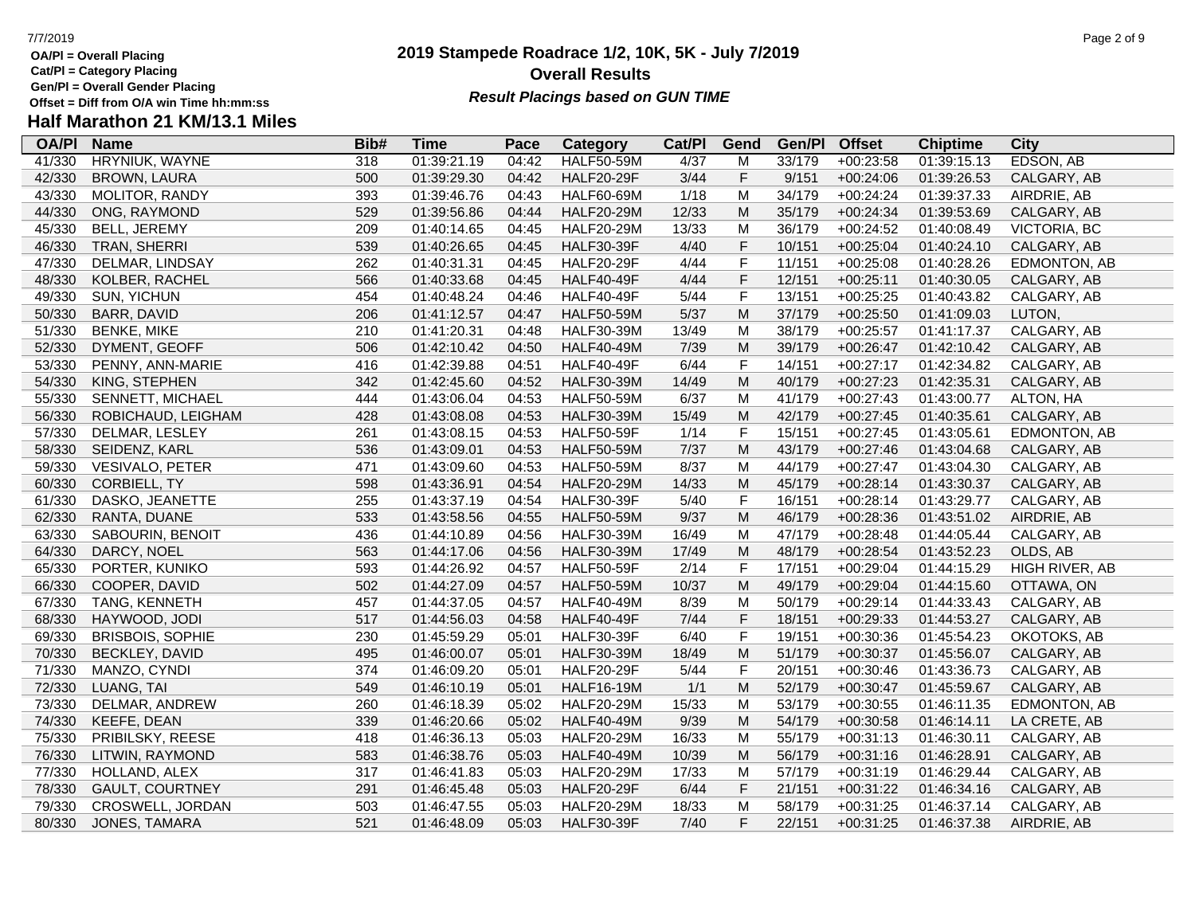OA/Pl = Overall Placing
Cat/Pl = Category Placing
Gen/Pl = Overall Gender Placing
Offset = Diff from O/A win Time hh:mm:ss

# 2019 Stampede Roadrace 1/2, 10K, 5K - July 7/2019

## Overall Results

***Result Placings based on GUN TIME***

## Half Marathon 21 KM/13.1 Miles

| OA/Pl | Name | Bib# | Time | Pace | Category | Cat/Pl | Gend | Gen/Pl | Offset | Chiptime | City |
|---|---|---|---|---|---|---|---|---|---|---|---|
| 41/330 | HRYNIUK, WAYNE | 318 | 01:39:21.19 | 04:42 | HALF50-59M | 4/37 | M | 33/179 | +00:23:58 | 01:39:15.13 | EDSON, AB |
| 42/330 | BROWN, LAURA | 500 | 01:39:29.30 | 04:42 | HALF20-29F | 3/44 | F | 9/151 | +00:24:06 | 01:39:26.53 | CALGARY, AB |
| 43/330 | MOLITOR, RANDY | 393 | 01:39:46.76 | 04:43 | HALF60-69M | 1/18 | M | 34/179 | +00:24:24 | 01:39:37.33 | AIRDRIE, AB |
| 44/330 | ONG, RAYMOND | 529 | 01:39:56.86 | 04:44 | HALF20-29M | 12/33 | M | 35/179 | +00:24:34 | 01:39:53.69 | CALGARY, AB |
| 45/330 | BELL, JEREMY | 209 | 01:40:14.65 | 04:45 | HALF20-29M | 13/33 | M | 36/179 | +00:24:52 | 01:40:08.49 | VICTORIA, BC |
| 46/330 | TRAN, SHERRI | 539 | 01:40:26.65 | 04:45 | HALF30-39F | 4/40 | F | 10/151 | +00:25:04 | 01:40:24.10 | CALGARY, AB |
| 47/330 | DELMAR, LINDSAY | 262 | 01:40:31.31 | 04:45 | HALF20-29F | 4/44 | F | 11/151 | +00:25:08 | 01:40:28.26 | EDMONTON, AB |
| 48/330 | KOLBER, RACHEL | 566 | 01:40:33.68 | 04:45 | HALF40-49F | 4/44 | F | 12/151 | +00:25:11 | 01:40:30.05 | CALGARY, AB |
| 49/330 | SUN, YICHUN | 454 | 01:40:48.24 | 04:46 | HALF40-49F | 5/44 | F | 13/151 | +00:25:25 | 01:40:43.82 | CALGARY, AB |
| 50/330 | BARR, DAVID | 206 | 01:41:12.57 | 04:47 | HALF50-59M | 5/37 | M | 37/179 | +00:25:50 | 01:41:09.03 | LUTON, |
| 51/330 | BENKE, MIKE | 210 | 01:41:20.31 | 04:48 | HALF30-39M | 13/49 | M | 38/179 | +00:25:57 | 01:41:17.37 | CALGARY, AB |
| 52/330 | DYMENT, GEOFF | 506 | 01:42:10.42 | 04:50 | HALF40-49M | 7/39 | M | 39/179 | +00:26:47 | 01:42:10.42 | CALGARY, AB |
| 53/330 | PENNY, ANN-MARIE | 416 | 01:42:39.88 | 04:51 | HALF40-49F | 6/44 | F | 14/151 | +00:27:17 | 01:42:34.82 | CALGARY, AB |
| 54/330 | KING, STEPHEN | 342 | 01:42:45.60 | 04:52 | HALF30-39M | 14/49 | M | 40/179 | +00:27:23 | 01:42:35.31 | CALGARY, AB |
| 55/330 | SENNETT, MICHAEL | 444 | 01:43:06.04 | 04:53 | HALF50-59M | 6/37 | M | 41/179 | +00:27:43 | 01:43:00.77 | ALTON, HA |
| 56/330 | ROBICHAUD, LEIGHAM | 428 | 01:43:08.08 | 04:53 | HALF30-39M | 15/49 | M | 42/179 | +00:27:45 | 01:40:35.61 | CALGARY, AB |
| 57/330 | DELMAR, LESLEY | 261 | 01:43:08.15 | 04:53 | HALF50-59F | 1/14 | F | 15/151 | +00:27:45 | 01:43:05.61 | EDMONTON, AB |
| 58/330 | SEIDENZ, KARL | 536 | 01:43:09.01 | 04:53 | HALF50-59M | 7/37 | M | 43/179 | +00:27:46 | 01:43:04.68 | CALGARY, AB |
| 59/330 | VESIVALO, PETER | 471 | 01:43:09.60 | 04:53 | HALF50-59M | 8/37 | M | 44/179 | +00:27:47 | 01:43:04.30 | CALGARY, AB |
| 60/330 | CORBIELL, TY | 598 | 01:43:36.91 | 04:54 | HALF20-29M | 14/33 | M | 45/179 | +00:28:14 | 01:43:30.37 | CALGARY, AB |
| 61/330 | DASKO, JEANETTE | 255 | 01:43:37.19 | 04:54 | HALF30-39F | 5/40 | F | 16/151 | +00:28:14 | 01:43:29.77 | CALGARY, AB |
| 62/330 | RANTA, DUANE | 533 | 01:43:58.56 | 04:55 | HALF50-59M | 9/37 | M | 46/179 | +00:28:36 | 01:43:51.02 | AIRDRIE, AB |
| 63/330 | SABOURIN, BENOIT | 436 | 01:44:10.89 | 04:56 | HALF30-39M | 16/49 | M | 47/179 | +00:28:48 | 01:44:05.44 | CALGARY, AB |
| 64/330 | DARCY, NOEL | 563 | 01:44:17.06 | 04:56 | HALF30-39M | 17/49 | M | 48/179 | +00:28:54 | 01:43:52.23 | OLDS, AB |
| 65/330 | PORTER, KUNIKO | 593 | 01:44:26.92 | 04:57 | HALF50-59F | 2/14 | F | 17/151 | +00:29:04 | 01:44:15.29 | HIGH RIVER, AB |
| 66/330 | COOPER, DAVID | 502 | 01:44:27.09 | 04:57 | HALF50-59M | 10/37 | M | 49/179 | +00:29:04 | 01:44:15.60 | OTTAWA, ON |
| 67/330 | TANG, KENNETH | 457 | 01:44:37.05 | 04:57 | HALF40-49M | 8/39 | M | 50/179 | +00:29:14 | 01:44:33.43 | CALGARY, AB |
| 68/330 | HAYWOOD, JODI | 517 | 01:44:56.03 | 04:58 | HALF40-49F | 7/44 | F | 18/151 | +00:29:33 | 01:44:53.27 | CALGARY, AB |
| 69/330 | BRISBOIS, SOPHIE | 230 | 01:45:59.29 | 05:01 | HALF30-39F | 6/40 | F | 19/151 | +00:30:36 | 01:45:54.23 | OKOTOKS, AB |
| 70/330 | BECKLEY, DAVID | 495 | 01:46:00.07 | 05:01 | HALF30-39M | 18/49 | M | 51/179 | +00:30:37 | 01:45:56.07 | CALGARY, AB |
| 71/330 | MANZO, CYNDI | 374 | 01:46:09.20 | 05:01 | HALF20-29F | 5/44 | F | 20/151 | +00:30:46 | 01:43:36.73 | CALGARY, AB |
| 72/330 | LUANG, TAI | 549 | 01:46:10.19 | 05:01 | HALF16-19M | 1/1 | M | 52/179 | +00:30:47 | 01:45:59.67 | CALGARY, AB |
| 73/330 | DELMAR, ANDREW | 260 | 01:46:18.39 | 05:02 | HALF20-29M | 15/33 | M | 53/179 | +00:30:55 | 01:46:11.35 | EDMONTON, AB |
| 74/330 | KEEFE, DEAN | 339 | 01:46:20.66 | 05:02 | HALF40-49M | 9/39 | M | 54/179 | +00:30:58 | 01:46:14.11 | LA CRETE, AB |
| 75/330 | PRIBILSKY, REESE | 418 | 01:46:36.13 | 05:03 | HALF20-29M | 16/33 | M | 55/179 | +00:31:13 | 01:46:30.11 | CALGARY, AB |
| 76/330 | LITWIN, RAYMOND | 583 | 01:46:38.76 | 05:03 | HALF40-49M | 10/39 | M | 56/179 | +00:31:16 | 01:46:28.91 | CALGARY, AB |
| 77/330 | HOLLAND, ALEX | 317 | 01:46:41.83 | 05:03 | HALF20-29M | 17/33 | M | 57/179 | +00:31:19 | 01:46:29.44 | CALGARY, AB |
| 78/330 | GAULT, COURTNEY | 291 | 01:46:45.48 | 05:03 | HALF20-29F | 6/44 | F | 21/151 | +00:31:22 | 01:46:34.16 | CALGARY, AB |
| 79/330 | CROSWELL, JORDAN | 503 | 01:46:47.55 | 05:03 | HALF20-29M | 18/33 | M | 58/179 | +00:31:25 | 01:46:37.14 | CALGARY, AB |
| 80/330 | JONES, TAMARA | 521 | 01:46:48.09 | 05:03 | HALF30-39F | 7/40 | F | 22/151 | +00:31:25 | 01:46:37.38 | AIRDRIE, AB |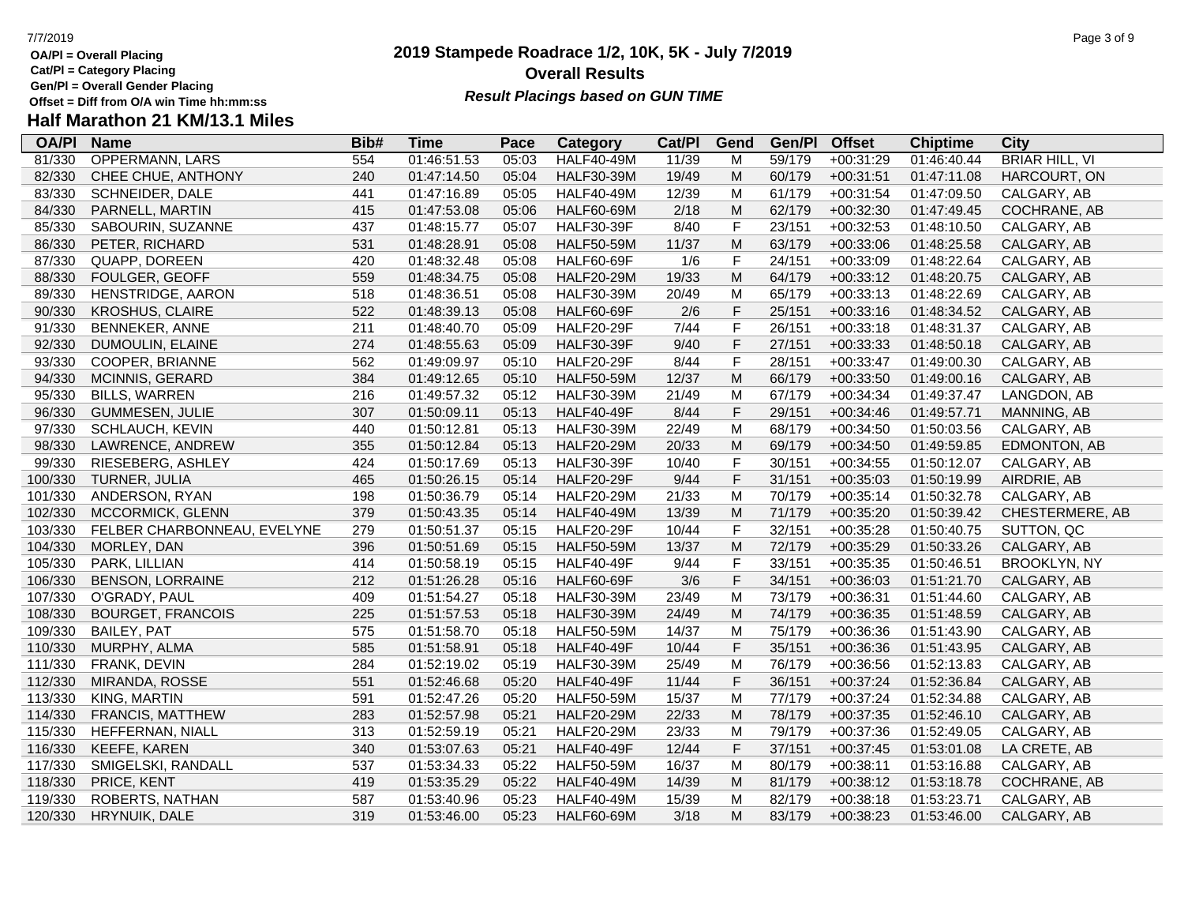# 2019 Stampede Roadrace 1/2, 10K, 5K - July 7/2019

**Overall Results**

***Result Placings based on GUN TIME***

**OA/Pl = Overall Placing**
**Cat/Pl = Category Placing**
**Gen/Pl = Overall Gender Placing**
**Offset = Diff from O/A win Time hh:mm:ss**

## Half Marathon 21 KM/13.1 Miles

| OA/Pl | Name | Bib# | Time | Pace | Category | Cat/Pl | Gend | Gen/Pl | Offset | Chiptime | City |
|---|---|---|---|---|---|---|---|---|---|---|---|
| 81/330 | OPPERMANN, LARS | 554 | 01:46:51.53 | 05:03 | HALF40-49M | 11/39 | M | 59/179 | +00:31:29 | 01:46:40.44 | BRIAR HILL, VI |
| 82/330 | CHEE CHUE, ANTHONY | 240 | 01:47:14.50 | 05:04 | HALF30-39M | 19/49 | M | 60/179 | +00:31:51 | 01:47:11.08 | HARCOURT, ON |
| 83/330 | SCHNEIDER, DALE | 441 | 01:47:16.89 | 05:05 | HALF40-49M | 12/39 | M | 61/179 | +00:31:54 | 01:47:09.50 | CALGARY, AB |
| 84/330 | PARNELL, MARTIN | 415 | 01:47:53.08 | 05:06 | HALF60-69M | 2/18 | M | 62/179 | +00:32:30 | 01:47:49.45 | COCHRANE, AB |
| 85/330 | SABOURIN, SUZANNE | 437 | 01:48:15.77 | 05:07 | HALF30-39F | 8/40 | F | 23/151 | +00:32:53 | 01:48:10.50 | CALGARY, AB |
| 86/330 | PETER, RICHARD | 531 | 01:48:28.91 | 05:08 | HALF50-59M | 11/37 | M | 63/179 | +00:33:06 | 01:48:25.58 | CALGARY, AB |
| 87/330 | QUAPP, DOREEN | 420 | 01:48:32.48 | 05:08 | HALF60-69F | 1/6 | F | 24/151 | +00:33:09 | 01:48:22.64 | CALGARY, AB |
| 88/330 | FOULGER, GEOFF | 559 | 01:48:34.75 | 05:08 | HALF20-29M | 19/33 | M | 64/179 | +00:33:12 | 01:48:20.75 | CALGARY, AB |
| 89/330 | HENSTRIDGE, AARON | 518 | 01:48:36.51 | 05:08 | HALF30-39M | 20/49 | M | 65/179 | +00:33:13 | 01:48:22.69 | CALGARY, AB |
| 90/330 | KROSHUS, CLAIRE | 522 | 01:48:39.13 | 05:08 | HALF60-69F | 2/6 | F | 25/151 | +00:33:16 | 01:48:34.52 | CALGARY, AB |
| 91/330 | BENNEKER, ANNE | 211 | 01:48:40.70 | 05:09 | HALF20-29F | 7/44 | F | 26/151 | +00:33:18 | 01:48:31.37 | CALGARY, AB |
| 92/330 | DUMOULIN, ELAINE | 274 | 01:48:55.63 | 05:09 | HALF30-39F | 9/40 | F | 27/151 | +00:33:33 | 01:48:50.18 | CALGARY, AB |
| 93/330 | COOPER, BRIANNE | 562 | 01:49:09.97 | 05:10 | HALF20-29F | 8/44 | F | 28/151 | +00:33:47 | 01:49:00.30 | CALGARY, AB |
| 94/330 | MCINNIS, GERARD | 384 | 01:49:12.65 | 05:10 | HALF50-59M | 12/37 | M | 66/179 | +00:33:50 | 01:49:00.16 | CALGARY, AB |
| 95/330 | BILLS, WARREN | 216 | 01:49:57.32 | 05:12 | HALF30-39M | 21/49 | M | 67/179 | +00:34:34 | 01:49:37.47 | LANGDON, AB |
| 96/330 | GUMMESEN, JULIE | 307 | 01:50:09.11 | 05:13 | HALF40-49F | 8/44 | F | 29/151 | +00:34:46 | 01:49:57.71 | MANNING, AB |
| 97/330 | SCHLAUCH, KEVIN | 440 | 01:50:12.81 | 05:13 | HALF30-39M | 22/49 | M | 68/179 | +00:34:50 | 01:50:03.56 | CALGARY, AB |
| 98/330 | LAWRENCE, ANDREW | 355 | 01:50:12.84 | 05:13 | HALF20-29M | 20/33 | M | 69/179 | +00:34:50 | 01:49:59.85 | EDMONTON, AB |
| 99/330 | RIESEBERG, ASHLEY | 424 | 01:50:17.69 | 05:13 | HALF30-39F | 10/40 | F | 30/151 | +00:34:55 | 01:50:12.07 | CALGARY, AB |
| 100/330 | TURNER, JULIA | 465 | 01:50:26.15 | 05:14 | HALF20-29F | 9/44 | F | 31/151 | +00:35:03 | 01:50:19.99 | AIRDRIE, AB |
| 101/330 | ANDERSON, RYAN | 198 | 01:50:36.79 | 05:14 | HALF20-29M | 21/33 | M | 70/179 | +00:35:14 | 01:50:32.78 | CALGARY, AB |
| 102/330 | MCCORMICK, GLENN | 379 | 01:50:43.35 | 05:14 | HALF40-49M | 13/39 | M | 71/179 | +00:35:20 | 01:50:39.42 | CHESTERMERE, AB |
| 103/330 | FELBER CHARBONNEAU, EVELYNE | 279 | 01:50:51.37 | 05:15 | HALF20-29F | 10/44 | F | 32/151 | +00:35:28 | 01:50:40.75 | SUTTON, QC |
| 104/330 | MORLEY, DAN | 396 | 01:50:51.69 | 05:15 | HALF50-59M | 13/37 | M | 72/179 | +00:35:29 | 01:50:33.26 | CALGARY, AB |
| 105/330 | PARK, LILLIAN | 414 | 01:50:58.19 | 05:15 | HALF40-49F | 9/44 | F | 33/151 | +00:35:35 | 01:50:46.51 | BROOKLYN, NY |
| 106/330 | BENSON, LORRAINE | 212 | 01:51:26.28 | 05:16 | HALF60-69F | 3/6 | F | 34/151 | +00:36:03 | 01:51:21.70 | CALGARY, AB |
| 107/330 | O'GRADY, PAUL | 409 | 01:51:54.27 | 05:18 | HALF30-39M | 23/49 | M | 73/179 | +00:36:31 | 01:51:44.60 | CALGARY, AB |
| 108/330 | BOURGET, FRANCOIS | 225 | 01:51:57.53 | 05:18 | HALF30-39M | 24/49 | M | 74/179 | +00:36:35 | 01:51:48.59 | CALGARY, AB |
| 109/330 | BAILEY, PAT | 575 | 01:51:58.70 | 05:18 | HALF50-59M | 14/37 | M | 75/179 | +00:36:36 | 01:51:43.90 | CALGARY, AB |
| 110/330 | MURPHY, ALMA | 585 | 01:51:58.91 | 05:18 | HALF40-49F | 10/44 | F | 35/151 | +00:36:36 | 01:51:43.95 | CALGARY, AB |
| 111/330 | FRANK, DEVIN | 284 | 01:52:19.02 | 05:19 | HALF30-39M | 25/49 | M | 76/179 | +00:36:56 | 01:52:13.83 | CALGARY, AB |
| 112/330 | MIRANDA, ROSSE | 551 | 01:52:46.68 | 05:20 | HALF40-49F | 11/44 | F | 36/151 | +00:37:24 | 01:52:36.84 | CALGARY, AB |
| 113/330 | KING, MARTIN | 591 | 01:52:47.26 | 05:20 | HALF50-59M | 15/37 | M | 77/179 | +00:37:24 | 01:52:34.88 | CALGARY, AB |
| 114/330 | FRANCIS, MATTHEW | 283 | 01:52:57.98 | 05:21 | HALF20-29M | 22/33 | M | 78/179 | +00:37:35 | 01:52:46.10 | CALGARY, AB |
| 115/330 | HEFFERNAN, NIALL | 313 | 01:52:59.19 | 05:21 | HALF20-29M | 23/33 | M | 79/179 | +00:37:36 | 01:52:49.05 | CALGARY, AB |
| 116/330 | KEEFE, KAREN | 340 | 01:53:07.63 | 05:21 | HALF40-49F | 12/44 | F | 37/151 | +00:37:45 | 01:53:01.08 | LA CRETE, AB |
| 117/330 | SMIGELSKI, RANDALL | 537 | 01:53:34.33 | 05:22 | HALF50-59M | 16/37 | M | 80/179 | +00:38:11 | 01:53:16.88 | CALGARY, AB |
| 118/330 | PRICE, KENT | 419 | 01:53:35.29 | 05:22 | HALF40-49M | 14/39 | M | 81/179 | +00:38:12 | 01:53:18.78 | COCHRANE, AB |
| 119/330 | ROBERTS, NATHAN | 587 | 01:53:40.96 | 05:23 | HALF40-49M | 15/39 | M | 82/179 | +00:38:18 | 01:53:23.71 | CALGARY, AB |
| 120/330 | HRYNUIK, DALE | 319 | 01:53:46.00 | 05:23 | HALF60-69M | 3/18 | M | 83/179 | +00:38:23 | 01:53:46.00 | CALGARY, AB |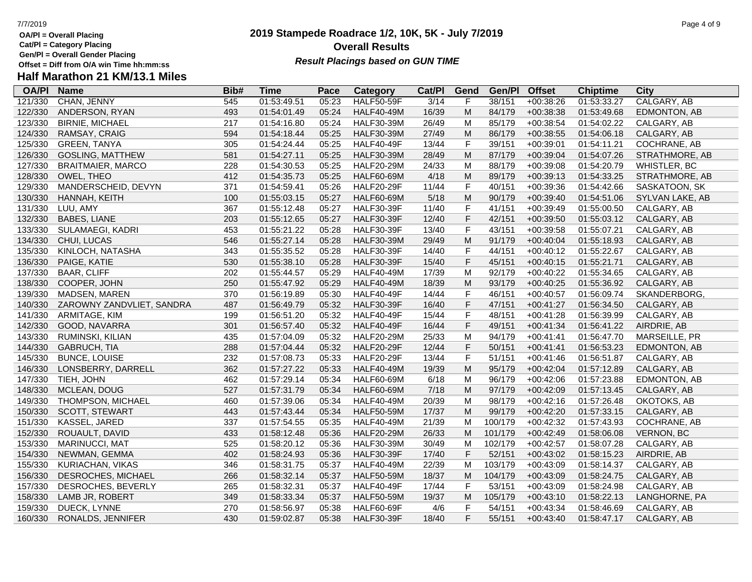**OA/Pl = Overall Placing**
**Cat/Pl = Category Placing**
**Gen/Pl = Overall Gender Placing**
**Offset = Diff from O/A win Time hh:mm:ss**

# 2019 Stampede Roadrace 1/2, 10K, 5K - July 7/2019

## Overall Results

***Result Placings based on GUN TIME***

## Half Marathon 21 KM/13.1 Miles

| OA/Pl | Name | Bib# | Time | Pace | Category | Cat/Pl | Gend | Gen/Pl | Offset | Chiptime | City |
|---|---|---|---|---|---|---|---|---|---|---|---|
| 121/330 | CHAN, JENNY | 545 | 01:53:49.51 | 05:23 | HALF50-59F | 3/14 | F | 38/151 | +00:38:26 | 01:53:33.27 | CALGARY, AB |
| 122/330 | ANDERSON, RYAN | 493 | 01:54:01.49 | 05:24 | HALF40-49M | 16/39 | M | 84/179 | +00:38:38 | 01:53:49.68 | EDMONTON, AB |
| 123/330 | BIRNIE, MICHAEL | 217 | 01:54:16.80 | 05:24 | HALF30-39M | 26/49 | M | 85/179 | +00:38:54 | 01:54:02.22 | CALGARY, AB |
| 124/330 | RAMSAY, CRAIG | 594 | 01:54:18.44 | 05:25 | HALF30-39M | 27/49 | M | 86/179 | +00:38:55 | 01:54:06.18 | CALGARY, AB |
| 125/330 | GREEN, TANYA | 305 | 01:54:24.44 | 05:25 | HALF40-49F | 13/44 | F | 39/151 | +00:39:01 | 01:54:11.21 | COCHRANE, AB |
| 126/330 | GOSLING, MATTHEW | 581 | 01:54:27.11 | 05:25 | HALF30-39M | 28/49 | M | 87/179 | +00:39:04 | 01:54:07.26 | STRATHMORE, AB |
| 127/330 | BRAITMAIER, MARCO | 228 | 01:54:30.53 | 05:25 | HALF20-29M | 24/33 | M | 88/179 | +00:39:08 | 01:54:20.79 | WHISTLER, BC |
| 128/330 | OWEL, THEO | 412 | 01:54:35.73 | 05:25 | HALF60-69M | 4/18 | M | 89/179 | +00:39:13 | 01:54:33.25 | STRATHMORE, AB |
| 129/330 | MANDERSCHEID, DEVYN | 371 | 01:54:59.41 | 05:26 | HALF20-29F | 11/44 | F | 40/151 | +00:39:36 | 01:54:42.66 | SASKATOON, SK |
| 130/330 | HANNAH, KEITH | 100 | 01:55:03.15 | 05:27 | HALF60-69M | 5/18 | M | 90/179 | +00:39:40 | 01:54:51.06 | SYLVAN LAKE, AB |
| 131/330 | LUU, AMY | 367 | 01:55:12.48 | 05:27 | HALF30-39F | 11/40 | F | 41/151 | +00:39:49 | 01:55:00.50 | CALGARY, AB |
| 132/330 | BABES, LIANE | 203 | 01:55:12.65 | 05:27 | HALF30-39F | 12/40 | F | 42/151 | +00:39:50 | 01:55:03.12 | CALGARY, AB |
| 133/330 | SULAMAEGI, KADRI | 453 | 01:55:21.22 | 05:28 | HALF30-39F | 13/40 | F | 43/151 | +00:39:58 | 01:55:07.21 | CALGARY, AB |
| 134/330 | CHUI, LUCAS | 546 | 01:55:27.14 | 05:28 | HALF30-39M | 29/49 | M | 91/179 | +00:40:04 | 01:55:18.93 | CALGARY, AB |
| 135/330 | KINLOCH, NATASHA | 343 | 01:55:35.52 | 05:28 | HALF30-39F | 14/40 | F | 44/151 | +00:40:12 | 01:55:22.67 | CALGARY, AB |
| 136/330 | PAIGE, KATIE | 530 | 01:55:38.10 | 05:28 | HALF30-39F | 15/40 | F | 45/151 | +00:40:15 | 01:55:21.71 | CALGARY, AB |
| 137/330 | BAAR, CLIFF | 202 | 01:55:44.57 | 05:29 | HALF40-49M | 17/39 | M | 92/179 | +00:40:22 | 01:55:34.65 | CALGARY, AB |
| 138/330 | COOPER, JOHN | 250 | 01:55:47.92 | 05:29 | HALF40-49M | 18/39 | M | 93/179 | +00:40:25 | 01:55:36.92 | CALGARY, AB |
| 139/330 | MADSEN, MAREN | 370 | 01:56:19.89 | 05:30 | HALF40-49F | 14/44 | F | 46/151 | +00:40:57 | 01:56:09.74 | SKANDERBORG, |
| 140/330 | ZAROWNY ZANDVLIET, SANDRA | 487 | 01:56:49.79 | 05:32 | HALF30-39F | 16/40 | F | 47/151 | +00:41:27 | 01:56:34.50 | CALGARY, AB |
| 141/330 | ARMITAGE, KIM | 199 | 01:56:51.20 | 05:32 | HALF40-49F | 15/44 | F | 48/151 | +00:41:28 | 01:56:39.99 | CALGARY, AB |
| 142/330 | GOOD, NAVARRA | 301 | 01:56:57.40 | 05:32 | HALF40-49F | 16/44 | F | 49/151 | +00:41:34 | 01:56:41.22 | AIRDRIE, AB |
| 143/330 | RUMINSKI, KILIAN | 435 | 01:57:04.09 | 05:32 | HALF20-29M | 25/33 | M | 94/179 | +00:41:41 | 01:56:47.70 | MARSEILLE, PR |
| 144/330 | GABRUCH, TIA | 288 | 01:57:04.44 | 05:32 | HALF20-29F | 12/44 | F | 50/151 | +00:41:41 | 01:56:53.23 | EDMONTON, AB |
| 145/330 | BUNCE, LOUISE | 232 | 01:57:08.73 | 05:33 | HALF20-29F | 13/44 | F | 51/151 | +00:41:46 | 01:56:51.87 | CALGARY, AB |
| 146/330 | LONSBERRY, DARRELL | 362 | 01:57:27.22 | 05:33 | HALF40-49M | 19/39 | M | 95/179 | +00:42:04 | 01:57:12.89 | CALGARY, AB |
| 147/330 | TIEH, JOHN | 462 | 01:57:29.14 | 05:34 | HALF60-69M | 6/18 | M | 96/179 | +00:42:06 | 01:57:23.88 | EDMONTON, AB |
| 148/330 | MCLEAN, DOUG | 527 | 01:57:31.79 | 05:34 | HALF60-69M | 7/18 | M | 97/179 | +00:42:09 | 01:57:13.45 | CALGARY, AB |
| 149/330 | THOMPSON, MICHAEL | 460 | 01:57:39.06 | 05:34 | HALF40-49M | 20/39 | M | 98/179 | +00:42:16 | 01:57:26.48 | OKOTOKS, AB |
| 150/330 | SCOTT, STEWART | 443 | 01:57:43.44 | 05:34 | HALF50-59M | 17/37 | M | 99/179 | +00:42:20 | 01:57:33.15 | CALGARY, AB |
| 151/330 | KASSEL, JARED | 337 | 01:57:54.55 | 05:35 | HALF40-49M | 21/39 | M | 100/179 | +00:42:32 | 01:57:43.93 | COCHRANE, AB |
| 152/330 | ROUAULT, DAVID | 433 | 01:58:12.48 | 05:36 | HALF20-29M | 26/33 | M | 101/179 | +00:42:49 | 01:58:06.08 | VERNON, BC |
| 153/330 | MARINUCCI, MAT | 525 | 01:58:20.12 | 05:36 | HALF30-39M | 30/49 | M | 102/179 | +00:42:57 | 01:58:07.28 | CALGARY, AB |
| 154/330 | NEWMAN, GEMMA | 402 | 01:58:24.93 | 05:36 | HALF30-39F | 17/40 | F | 52/151 | +00:43:02 | 01:58:15.23 | AIRDRIE, AB |
| 155/330 | KURIACHAN, VIKAS | 346 | 01:58:31.75 | 05:37 | HALF40-49M | 22/39 | M | 103/179 | +00:43:09 | 01:58:14.37 | CALGARY, AB |
| 156/330 | DESROCHES, MICHAEL | 266 | 01:58:32.14 | 05:37 | HALF50-59M | 18/37 | M | 104/179 | +00:43:09 | 01:58:24.75 | CALGARY, AB |
| 157/330 | DESROCHES, BEVERLY | 265 | 01:58:32.31 | 05:37 | HALF40-49F | 17/44 | F | 53/151 | +00:43:09 | 01:58:24.98 | CALGARY, AB |
| 158/330 | LAMB JR, ROBERT | 349 | 01:58:33.34 | 05:37 | HALF50-59M | 19/37 | M | 105/179 | +00:43:10 | 01:58:22.13 | LANGHORNE, PA |
| 159/330 | DUECK, LYNNE | 270 | 01:58:56.97 | 05:38 | HALF60-69F | 4/6 | F | 54/151 | +00:43:34 | 01:58:46.69 | CALGARY, AB |
| 160/330 | RONALDS, JENNIFER | 430 | 01:59:02.87 | 05:38 | HALF30-39F | 18/40 | F | 55/151 | +00:43:40 | 01:58:47.17 | CALGARY, AB |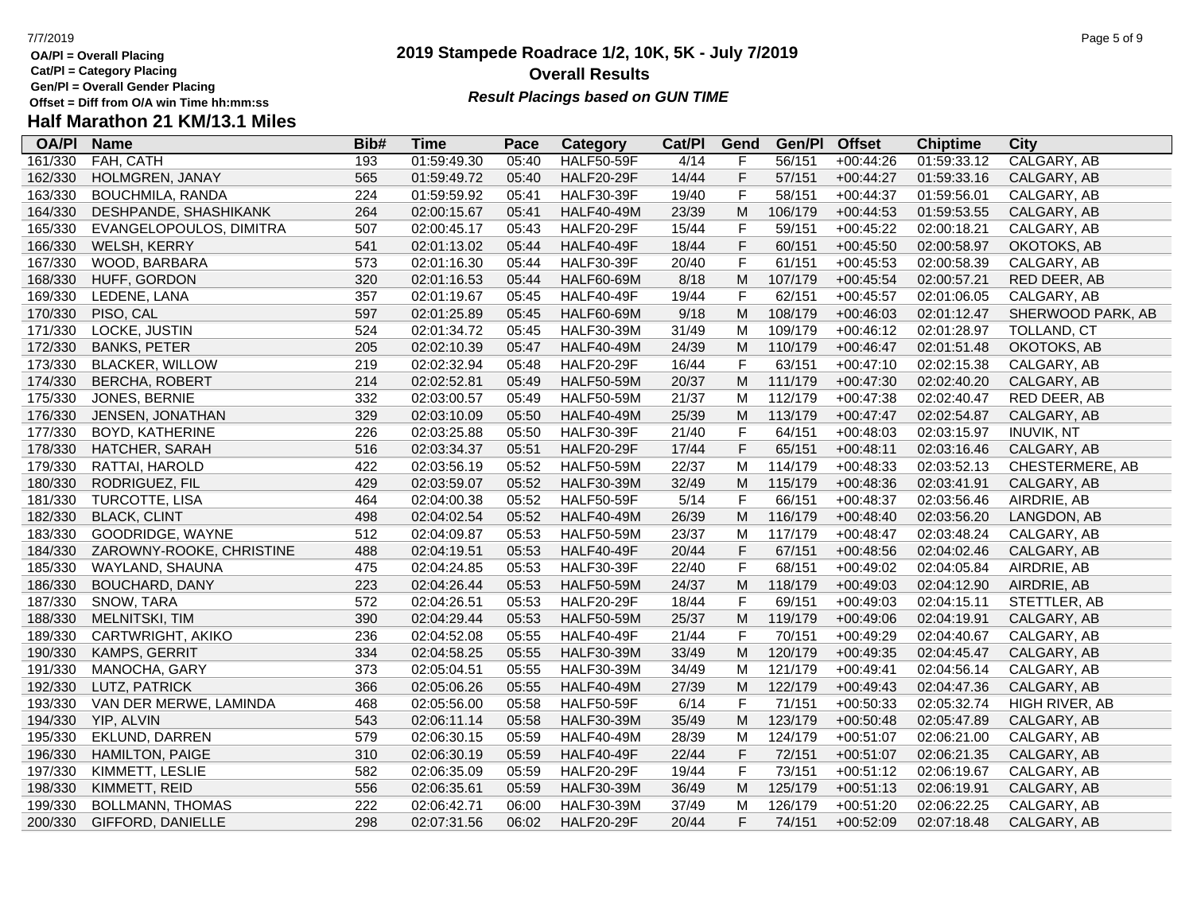# 2019 Stampede Roadrace 1/2, 10K, 5K - July 7/2019

## Overall Results

***Result Placings based on GUN TIME***

**OA/Pl = Overall Placing**
**Cat/Pl = Category Placing**
**Gen/Pl = Overall Gender Placing**
**Offset = Diff from O/A win Time hh:mm:ss**

## Half Marathon 21 KM/13.1 Miles

| OA/Pl | Name | Bib# | Time | Pace | Category | Cat/Pl | Gend | Gen/Pl | Offset | Chiptime | City |
|---|---|---|---|---|---|---|---|---|---|---|---|
| 161/330 | FAH, CATH | 193 | 01:59:49.30 | 05:40 | HALF50-59F | 4/14 | F | 56/151 | +00:44:26 | 01:59:33.12 | CALGARY, AB |
| 162/330 | HOLMGREN, JANAY | 565 | 01:59:49.72 | 05:40 | HALF20-29F | 14/44 | F | 57/151 | +00:44:27 | 01:59:33.16 | CALGARY, AB |
| 163/330 | BOUCHMILA, RANDA | 224 | 01:59:59.92 | 05:41 | HALF30-39F | 19/40 | F | 58/151 | +00:44:37 | 01:59:56.01 | CALGARY, AB |
| 164/330 | DESHPANDE, SHASHIKANK | 264 | 02:00:15.67 | 05:41 | HALF40-49M | 23/39 | M | 106/179 | +00:44:53 | 01:59:53.55 | CALGARY, AB |
| 165/330 | EVANGELOPOULOS, DIMITRA | 507 | 02:00:45.17 | 05:43 | HALF20-29F | 15/44 | F | 59/151 | +00:45:22 | 02:00:18.21 | CALGARY, AB |
| 166/330 | WELSH, KERRY | 541 | 02:01:13.02 | 05:44 | HALF40-49F | 18/44 | F | 60/151 | +00:45:50 | 02:00:58.97 | OKOTOKS, AB |
| 167/330 | WOOD, BARBARA | 573 | 02:01:16.30 | 05:44 | HALF30-39F | 20/40 | F | 61/151 | +00:45:53 | 02:00:58.39 | CALGARY, AB |
| 168/330 | HUFF, GORDON | 320 | 02:01:16.53 | 05:44 | HALF60-69M | 8/18 | M | 107/179 | +00:45:54 | 02:00:57.21 | RED DEER, AB |
| 169/330 | LEDENE, LANA | 357 | 02:01:19.67 | 05:45 | HALF40-49F | 19/44 | F | 62/151 | +00:45:57 | 02:01:06.05 | CALGARY, AB |
| 170/330 | PISO, CAL | 597 | 02:01:25.89 | 05:45 | HALF60-69M | 9/18 | M | 108/179 | +00:46:03 | 02:01:12.47 | SHERWOOD PARK, AB |
| 171/330 | LOCKE, JUSTIN | 524 | 02:01:34.72 | 05:45 | HALF30-39M | 31/49 | M | 109/179 | +00:46:12 | 02:01:28.97 | TOLLAND, CT |
| 172/330 | BANKS, PETER | 205 | 02:02:10.39 | 05:47 | HALF40-49M | 24/39 | M | 110/179 | +00:46:47 | 02:01:51.48 | OKOTOKS, AB |
| 173/330 | BLACKER, WILLOW | 219 | 02:02:32.94 | 05:48 | HALF20-29F | 16/44 | F | 63/151 | +00:47:10 | 02:02:15.38 | CALGARY, AB |
| 174/330 | BERCHA, ROBERT | 214 | 02:02:52.81 | 05:49 | HALF50-59M | 20/37 | M | 111/179 | +00:47:30 | 02:02:40.20 | CALGARY, AB |
| 175/330 | JONES, BERNIE | 332 | 02:03:00.57 | 05:49 | HALF50-59M | 21/37 | M | 112/179 | +00:47:38 | 02:02:40.47 | RED DEER, AB |
| 176/330 | JENSEN, JONATHAN | 329 | 02:03:10.09 | 05:50 | HALF40-49M | 25/39 | M | 113/179 | +00:47:47 | 02:02:54.87 | CALGARY, AB |
| 177/330 | BOYD, KATHERINE | 226 | 02:03:25.88 | 05:50 | HALF30-39F | 21/40 | F | 64/151 | +00:48:03 | 02:03:15.97 | INUVIK, NT |
| 178/330 | HATCHER, SARAH | 516 | 02:03:34.37 | 05:51 | HALF20-29F | 17/44 | F | 65/151 | +00:48:11 | 02:03:16.46 | CALGARY, AB |
| 179/330 | RATTAI, HAROLD | 422 | 02:03:56.19 | 05:52 | HALF50-59M | 22/37 | M | 114/179 | +00:48:33 | 02:03:52.13 | CHESTERMERE, AB |
| 180/330 | RODRIGUEZ, FIL | 429 | 02:03:59.07 | 05:52 | HALF30-39M | 32/49 | M | 115/179 | +00:48:36 | 02:03:41.91 | CALGARY, AB |
| 181/330 | TURCOTTE, LISA | 464 | 02:04:00.38 | 05:52 | HALF50-59F | 5/14 | F | 66/151 | +00:48:37 | 02:03:56.46 | AIRDRIE, AB |
| 182/330 | BLACK, CLINT | 498 | 02:04:02.54 | 05:52 | HALF40-49M | 26/39 | M | 116/179 | +00:48:40 | 02:03:56.20 | LANGDON, AB |
| 183/330 | GOODRIDGE, WAYNE | 512 | 02:04:09.87 | 05:53 | HALF50-59M | 23/37 | M | 117/179 | +00:48:47 | 02:03:48.24 | CALGARY, AB |
| 184/330 | ZAROWNY-ROOKE, CHRISTINE | 488 | 02:04:19.51 | 05:53 | HALF40-49F | 20/44 | F | 67/151 | +00:48:56 | 02:04:02.46 | CALGARY, AB |
| 185/330 | WAYLAND, SHAUNA | 475 | 02:04:24.85 | 05:53 | HALF30-39F | 22/40 | F | 68/151 | +00:49:02 | 02:04:05.84 | AIRDRIE, AB |
| 186/330 | BOUCHARD, DANY | 223 | 02:04:26.44 | 05:53 | HALF50-59M | 24/37 | M | 118/179 | +00:49:03 | 02:04:12.90 | AIRDRIE, AB |
| 187/330 | SNOW, TARA | 572 | 02:04:26.51 | 05:53 | HALF20-29F | 18/44 | F | 69/151 | +00:49:03 | 02:04:15.11 | STETTLER, AB |
| 188/330 | MELNITSKI, TIM | 390 | 02:04:29.44 | 05:53 | HALF50-59M | 25/37 | M | 119/179 | +00:49:06 | 02:04:19.91 | CALGARY, AB |
| 189/330 | CARTWRIGHT, AKIKO | 236 | 02:04:52.08 | 05:55 | HALF40-49F | 21/44 | F | 70/151 | +00:49:29 | 02:04:40.67 | CALGARY, AB |
| 190/330 | KAMPS, GERRIT | 334 | 02:04:58.25 | 05:55 | HALF30-39M | 33/49 | M | 120/179 | +00:49:35 | 02:04:45.47 | CALGARY, AB |
| 191/330 | MANOCHA, GARY | 373 | 02:05:04.51 | 05:55 | HALF30-39M | 34/49 | M | 121/179 | +00:49:41 | 02:04:56.14 | CALGARY, AB |
| 192/330 | LUTZ, PATRICK | 366 | 02:05:06.26 | 05:55 | HALF40-49M | 27/39 | M | 122/179 | +00:49:43 | 02:04:47.36 | CALGARY, AB |
| 193/330 | VAN DER MERWE, LAMINDA | 468 | 02:05:56.00 | 05:58 | HALF50-59F | 6/14 | F | 71/151 | +00:50:33 | 02:05:32.74 | HIGH RIVER, AB |
| 194/330 | YIP, ALVIN | 543 | 02:06:11.14 | 05:58 | HALF30-39M | 35/49 | M | 123/179 | +00:50:48 | 02:05:47.89 | CALGARY, AB |
| 195/330 | EKLUND, DARREN | 579 | 02:06:30.15 | 05:59 | HALF40-49M | 28/39 | M | 124/179 | +00:51:07 | 02:06:21.00 | CALGARY, AB |
| 196/330 | HAMILTON, PAIGE | 310 | 02:06:30.19 | 05:59 | HALF40-49F | 22/44 | F | 72/151 | +00:51:07 | 02:06:21.35 | CALGARY, AB |
| 197/330 | KIMMETT, LESLIE | 582 | 02:06:35.09 | 05:59 | HALF20-29F | 19/44 | F | 73/151 | +00:51:12 | 02:06:19.67 | CALGARY, AB |
| 198/330 | KIMMETT, REID | 556 | 02:06:35.61 | 05:59 | HALF30-39M | 36/49 | M | 125/179 | +00:51:13 | 02:06:19.91 | CALGARY, AB |
| 199/330 | BOLLMANN, THOMAS | 222 | 02:06:42.71 | 06:00 | HALF30-39M | 37/49 | M | 126/179 | +00:51:20 | 02:06:22.25 | CALGARY, AB |
| 200/330 | GIFFORD, DANIELLE | 298 | 02:07:31.56 | 06:02 | HALF20-29F | 20/44 | F | 74/151 | +00:52:09 | 02:07:18.48 | CALGARY, AB |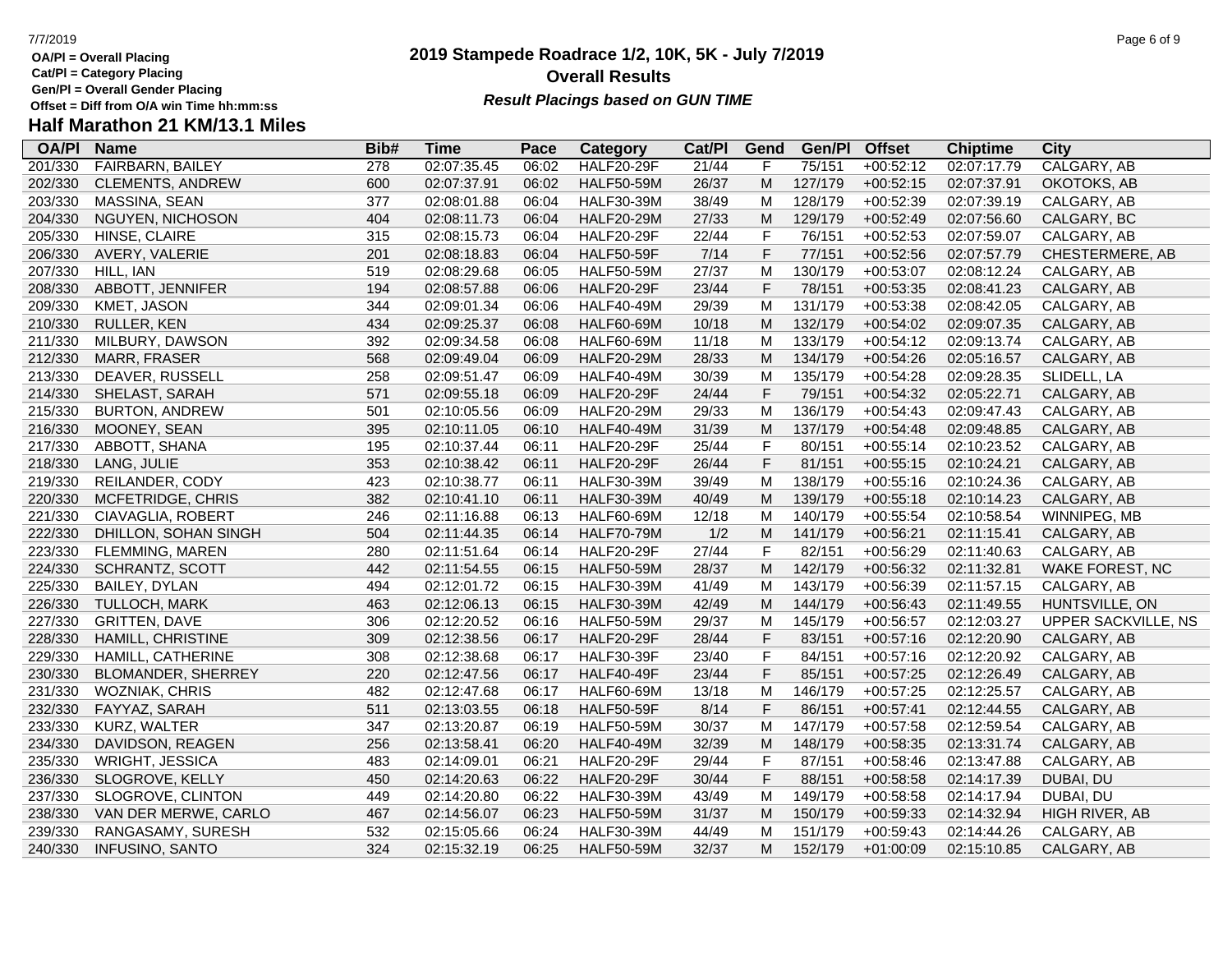OA/Pl = Overall Placing
Cat/Pl = Category Placing
Gen/Pl = Overall Gender Placing
Offset = Diff from O/A win Time hh:mm:ss

# 2019 Stampede Roadrace 1/2, 10K, 5K - July 7/2019

## Overall Results

***Result Placings based on GUN TIME***

## Half Marathon 21 KM/13.1 Miles

| OA/Pl | Name | Bib# | Time | Pace | Category | Cat/Pl | Gend | Gen/Pl | Offset | Chiptime | City |
|---|---|---|---|---|---|---|---|---|---|---|---|
| 201/330 | FAIRBARN, BAILEY | 278 | 02:07:35.45 | 06:02 | HALF20-29F | 21/44 | F | 75/151 | +00:52:12 | 02:07:17.79 | CALGARY, AB |
| 202/330 | CLEMENTS, ANDREW | 600 | 02:07:37.91 | 06:02 | HALF50-59M | 26/37 | M | 127/179 | +00:52:15 | 02:07:37.91 | OKOTOKS, AB |
| 203/330 | MASSINA, SEAN | 377 | 02:08:01.88 | 06:04 | HALF30-39M | 38/49 | M | 128/179 | +00:52:39 | 02:07:39.19 | CALGARY, AB |
| 204/330 | NGUYEN, NICHOSON | 404 | 02:08:11.73 | 06:04 | HALF20-29M | 27/33 | M | 129/179 | +00:52:49 | 02:07:56.60 | CALGARY, BC |
| 205/330 | HINSE, CLAIRE | 315 | 02:08:15.73 | 06:04 | HALF20-29F | 22/44 | F | 76/151 | +00:52:53 | 02:07:59.07 | CALGARY, AB |
| 206/330 | AVERY, VALERIE | 201 | 02:08:18.83 | 06:04 | HALF50-59F | 7/14 | F | 77/151 | +00:52:56 | 02:07:57.79 | CHESTERMERE, AB |
| 207/330 | HILL, IAN | 519 | 02:08:29.68 | 06:05 | HALF50-59M | 27/37 | M | 130/179 | +00:53:07 | 02:08:12.24 | CALGARY, AB |
| 208/330 | ABBOTT, JENNIFER | 194 | 02:08:57.88 | 06:06 | HALF20-29F | 23/44 | F | 78/151 | +00:53:35 | 02:08:41.23 | CALGARY, AB |
| 209/330 | KMET, JASON | 344 | 02:09:01.34 | 06:06 | HALF40-49M | 29/39 | M | 131/179 | +00:53:38 | 02:08:42.05 | CALGARY, AB |
| 210/330 | RULLER, KEN | 434 | 02:09:25.37 | 06:08 | HALF60-69M | 10/18 | M | 132/179 | +00:54:02 | 02:09:07.35 | CALGARY, AB |
| 211/330 | MILBURY, DAWSON | 392 | 02:09:34.58 | 06:08 | HALF60-69M | 11/18 | M | 133/179 | +00:54:12 | 02:09:13.74 | CALGARY, AB |
| 212/330 | MARR, FRASER | 568 | 02:09:49.04 | 06:09 | HALF20-29M | 28/33 | M | 134/179 | +00:54:26 | 02:05:16.57 | CALGARY, AB |
| 213/330 | DEAVER, RUSSELL | 258 | 02:09:51.47 | 06:09 | HALF40-49M | 30/39 | M | 135/179 | +00:54:28 | 02:09:28.35 | SLIDELL, LA |
| 214/330 | SHELAST, SARAH | 571 | 02:09:55.18 | 06:09 | HALF20-29F | 24/44 | F | 79/151 | +00:54:32 | 02:05:22.71 | CALGARY, AB |
| 215/330 | BURTON, ANDREW | 501 | 02:10:05.56 | 06:09 | HALF20-29M | 29/33 | M | 136/179 | +00:54:43 | 02:09:47.43 | CALGARY, AB |
| 216/330 | MOONEY, SEAN | 395 | 02:10:11.05 | 06:10 | HALF40-49M | 31/39 | M | 137/179 | +00:54:48 | 02:09:48.85 | CALGARY, AB |
| 217/330 | ABBOTT, SHANA | 195 | 02:10:37.44 | 06:11 | HALF20-29F | 25/44 | F | 80/151 | +00:55:14 | 02:10:23.52 | CALGARY, AB |
| 218/330 | LANG, JULIE | 353 | 02:10:38.42 | 06:11 | HALF20-29F | 26/44 | F | 81/151 | +00:55:15 | 02:10:24.21 | CALGARY, AB |
| 219/330 | REILANDER, CODY | 423 | 02:10:38.77 | 06:11 | HALF30-39M | 39/49 | M | 138/179 | +00:55:16 | 02:10:24.36 | CALGARY, AB |
| 220/330 | MCFETRIDGE, CHRIS | 382 | 02:10:41.10 | 06:11 | HALF30-39M | 40/49 | M | 139/179 | +00:55:18 | 02:10:14.23 | CALGARY, AB |
| 221/330 | CIAVAGLIA, ROBERT | 246 | 02:11:16.88 | 06:13 | HALF60-69M | 12/18 | M | 140/179 | +00:55:54 | 02:10:58.54 | WINNIPEG, MB |
| 222/330 | DHILLON, SOHAN SINGH | 504 | 02:11:44.35 | 06:14 | HALF70-79M | 1/2 | M | 141/179 | +00:56:21 | 02:11:15.41 | CALGARY, AB |
| 223/330 | FLEMMING, MAREN | 280 | 02:11:51.64 | 06:14 | HALF20-29F | 27/44 | F | 82/151 | +00:56:29 | 02:11:40.63 | CALGARY, AB |
| 224/330 | SCHRANTZ, SCOTT | 442 | 02:11:54.55 | 06:15 | HALF50-59M | 28/37 | M | 142/179 | +00:56:32 | 02:11:32.81 | WAKE FOREST, NC |
| 225/330 | BAILEY, DYLAN | 494 | 02:12:01.72 | 06:15 | HALF30-39M | 41/49 | M | 143/179 | +00:56:39 | 02:11:57.15 | CALGARY, AB |
| 226/330 | TULLOCH, MARK | 463 | 02:12:06.13 | 06:15 | HALF30-39M | 42/49 | M | 144/179 | +00:56:43 | 02:11:49.55 | HUNTSVILLE, ON |
| 227/330 | GRITTEN, DAVE | 306 | 02:12:20.52 | 06:16 | HALF50-59M | 29/37 | M | 145/179 | +00:56:57 | 02:12:03.27 | UPPER SACKVILLE, NS |
| 228/330 | HAMILL, CHRISTINE | 309 | 02:12:38.56 | 06:17 | HALF20-29F | 28/44 | F | 83/151 | +00:57:16 | 02:12:20.90 | CALGARY, AB |
| 229/330 | HAMILL, CATHERINE | 308 | 02:12:38.68 | 06:17 | HALF30-39F | 23/40 | F | 84/151 | +00:57:16 | 02:12:20.92 | CALGARY, AB |
| 230/330 | BLOMANDER, SHERREY | 220 | 02:12:47.56 | 06:17 | HALF40-49F | 23/44 | F | 85/151 | +00:57:25 | 02:12:26.49 | CALGARY, AB |
| 231/330 | WOZNIAK, CHRIS | 482 | 02:12:47.68 | 06:17 | HALF60-69M | 13/18 | M | 146/179 | +00:57:25 | 02:12:25.57 | CALGARY, AB |
| 232/330 | FAYYAZ, SARAH | 511 | 02:13:03.55 | 06:18 | HALF50-59F | 8/14 | F | 86/151 | +00:57:41 | 02:12:44.55 | CALGARY, AB |
| 233/330 | KURZ, WALTER | 347 | 02:13:20.87 | 06:19 | HALF50-59M | 30/37 | M | 147/179 | +00:57:58 | 02:12:59.54 | CALGARY, AB |
| 234/330 | DAVIDSON, REAGEN | 256 | 02:13:58.41 | 06:20 | HALF40-49M | 32/39 | M | 148/179 | +00:58:35 | 02:13:31.74 | CALGARY, AB |
| 235/330 | WRIGHT, JESSICA | 483 | 02:14:09.01 | 06:21 | HALF20-29F | 29/44 | F | 87/151 | +00:58:46 | 02:13:47.88 | CALGARY, AB |
| 236/330 | SLOGROVE, KELLY | 450 | 02:14:20.63 | 06:22 | HALF20-29F | 30/44 | F | 88/151 | +00:58:58 | 02:14:17.39 | DUBAI, DU |
| 237/330 | SLOGROVE, CLINTON | 449 | 02:14:20.80 | 06:22 | HALF30-39M | 43/49 | M | 149/179 | +00:58:58 | 02:14:17.94 | DUBAI, DU |
| 238/330 | VAN DER MERWE, CARLO | 467 | 02:14:56.07 | 06:23 | HALF50-59M | 31/37 | M | 150/179 | +00:59:33 | 02:14:32.94 | HIGH RIVER, AB |
| 239/330 | RANGASAMY, SURESH | 532 | 02:15:05.66 | 06:24 | HALF30-39M | 44/49 | M | 151/179 | +00:59:43 | 02:14:44.26 | CALGARY, AB |
| 240/330 | INFUSINO, SANTO | 324 | 02:15:32.19 | 06:25 | HALF50-59M | 32/37 | M | 152/179 | +01:00:09 | 02:15:10.85 | CALGARY, AB |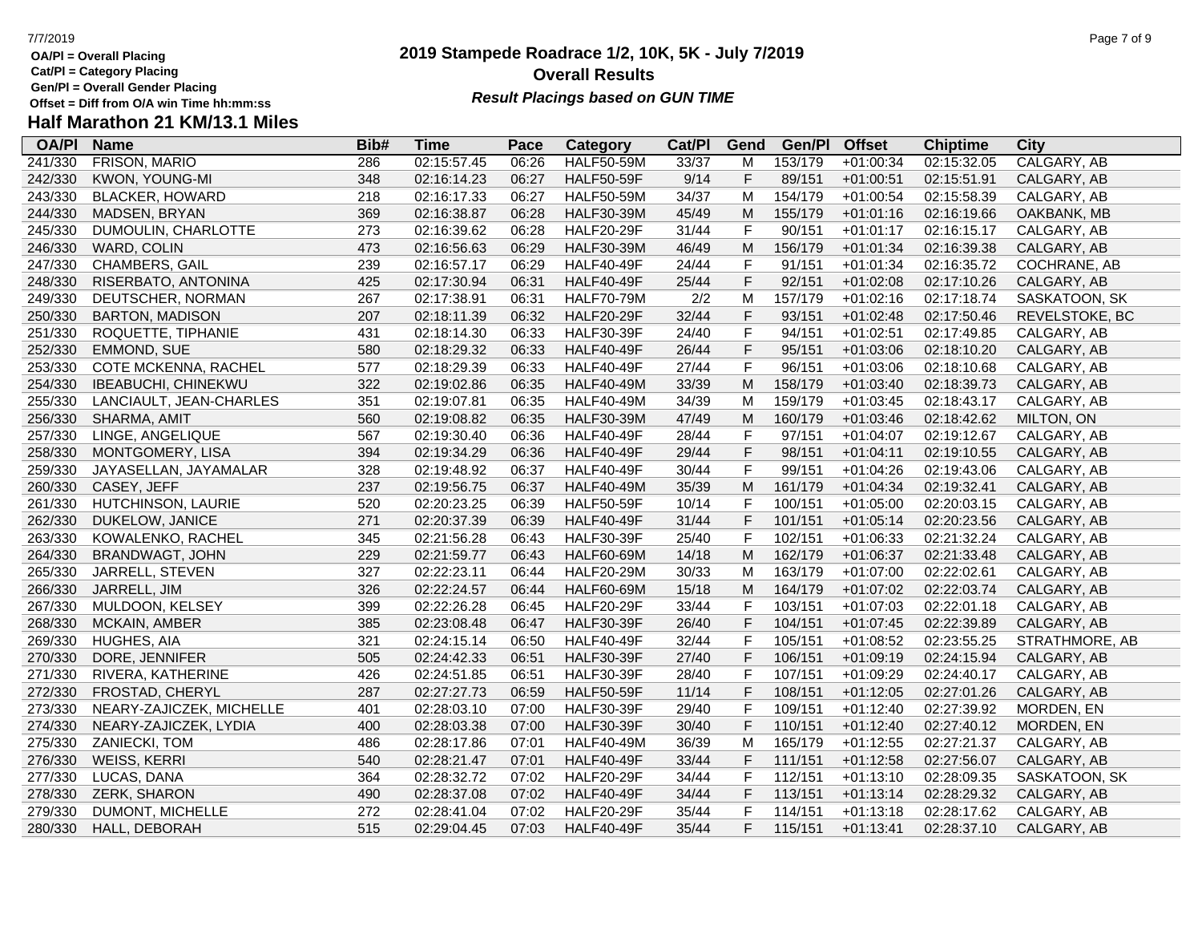OA/Pl = Overall Placing
Cat/Pl = Category Placing
Gen/Pl = Overall Gender Placing
Offset = Diff from O/A win Time hh:mm:ss

# 2019 Stampede Roadrace 1/2, 10K, 5K - July 7/2019

## Overall Results

***Result Placings based on GUN TIME***

## Half Marathon 21 KM/13.1 Miles

| OA/Pl | Name | Bib# | Time | Pace | Category | Cat/Pl | Gend | Gen/Pl | Offset | Chiptime | City |
|---|---|---|---|---|---|---|---|---|---|---|---|
| 241/330 | FRISON, MARIO | 286 | 02:15:57.45 | 06:26 | HALF50-59M | 33/37 | M | 153/179 | +01:00:34 | 02:15:32.05 | CALGARY, AB |
| 242/330 | KWON, YOUNG-MI | 348 | 02:16:14.23 | 06:27 | HALF50-59F | 9/14 | F | 89/151 | +01:00:51 | 02:15:51.91 | CALGARY, AB |
| 243/330 | BLACKER, HOWARD | 218 | 02:16:17.33 | 06:27 | HALF50-59M | 34/37 | M | 154/179 | +01:00:54 | 02:15:58.39 | CALGARY, AB |
| 244/330 | MADSEN, BRYAN | 369 | 02:16:38.87 | 06:28 | HALF30-39M | 45/49 | M | 155/179 | +01:01:16 | 02:16:19.66 | OAKBANK, MB |
| 245/330 | DUMOULIN, CHARLOTTE | 273 | 02:16:39.62 | 06:28 | HALF20-29F | 31/44 | F | 90/151 | +01:01:17 | 02:16:15.17 | CALGARY, AB |
| 246/330 | WARD, COLIN | 473 | 02:16:56.63 | 06:29 | HALF30-39M | 46/49 | M | 156/179 | +01:01:34 | 02:16:39.38 | CALGARY, AB |
| 247/330 | CHAMBERS, GAIL | 239 | 02:16:57.17 | 06:29 | HALF40-49F | 24/44 | F | 91/151 | +01:01:34 | 02:16:35.72 | COCHRANE, AB |
| 248/330 | RISERBATO, ANTONINA | 425 | 02:17:30.94 | 06:31 | HALF40-49F | 25/44 | F | 92/151 | +01:02:08 | 02:17:10.26 | CALGARY, AB |
| 249/330 | DEUTSCHER, NORMAN | 267 | 02:17:38.91 | 06:31 | HALF70-79M | 2/2 | M | 157/179 | +01:02:16 | 02:17:18.74 | SASKATOON, SK |
| 250/330 | BARTON, MADISON | 207 | 02:18:11.39 | 06:32 | HALF20-29F | 32/44 | F | 93/151 | +01:02:48 | 02:17:50.46 | REVELSTOKE, BC |
| 251/330 | ROQUETTE, TIPHANIE | 431 | 02:18:14.30 | 06:33 | HALF30-39F | 24/40 | F | 94/151 | +01:02:51 | 02:17:49.85 | CALGARY, AB |
| 252/330 | EMMOND, SUE | 580 | 02:18:29.32 | 06:33 | HALF40-49F | 26/44 | F | 95/151 | +01:03:06 | 02:18:10.20 | CALGARY, AB |
| 253/330 | COTE MCKENNA, RACHEL | 577 | 02:18:29.39 | 06:33 | HALF40-49F | 27/44 | F | 96/151 | +01:03:06 | 02:18:10.68 | CALGARY, AB |
| 254/330 | IBEABUCHI, CHINEKWU | 322 | 02:19:02.86 | 06:35 | HALF40-49M | 33/39 | M | 158/179 | +01:03:40 | 02:18:39.73 | CALGARY, AB |
| 255/330 | LANCIAULT, JEAN-CHARLES | 351 | 02:19:07.81 | 06:35 | HALF40-49M | 34/39 | M | 159/179 | +01:03:45 | 02:18:43.17 | CALGARY, AB |
| 256/330 | SHARMA, AMIT | 560 | 02:19:08.82 | 06:35 | HALF30-39M | 47/49 | M | 160/179 | +01:03:46 | 02:18:42.62 | MILTON, ON |
| 257/330 | LINGE, ANGELIQUE | 567 | 02:19:30.40 | 06:36 | HALF40-49F | 28/44 | F | 97/151 | +01:04:07 | 02:19:12.67 | CALGARY, AB |
| 258/330 | MONTGOMERY, LISA | 394 | 02:19:34.29 | 06:36 | HALF40-49F | 29/44 | F | 98/151 | +01:04:11 | 02:19:10.55 | CALGARY, AB |
| 259/330 | JAYASELLAN, JAYAMALAR | 328 | 02:19:48.92 | 06:37 | HALF40-49F | 30/44 | F | 99/151 | +01:04:26 | 02:19:43.06 | CALGARY, AB |
| 260/330 | CASEY, JEFF | 237 | 02:19:56.75 | 06:37 | HALF40-49M | 35/39 | M | 161/179 | +01:04:34 | 02:19:32.41 | CALGARY, AB |
| 261/330 | HUTCHINSON, LAURIE | 520 | 02:20:23.25 | 06:39 | HALF50-59F | 10/14 | F | 100/151 | +01:05:00 | 02:20:03.15 | CALGARY, AB |
| 262/330 | DUKELOW, JANICE | 271 | 02:20:37.39 | 06:39 | HALF40-49F | 31/44 | F | 101/151 | +01:05:14 | 02:20:23.56 | CALGARY, AB |
| 263/330 | KOWALENKO, RACHEL | 345 | 02:21:56.28 | 06:43 | HALF30-39F | 25/40 | F | 102/151 | +01:06:33 | 02:21:32.24 | CALGARY, AB |
| 264/330 | BRANDWAGT, JOHN | 229 | 02:21:59.77 | 06:43 | HALF60-69M | 14/18 | M | 162/179 | +01:06:37 | 02:21:33.48 | CALGARY, AB |
| 265/330 | JARRELL, STEVEN | 327 | 02:22:23.11 | 06:44 | HALF20-29M | 30/33 | M | 163/179 | +01:07:00 | 02:22:02.61 | CALGARY, AB |
| 266/330 | JARRELL, JIM | 326 | 02:22:24.57 | 06:44 | HALF60-69M | 15/18 | M | 164/179 | +01:07:02 | 02:22:03.74 | CALGARY, AB |
| 267/330 | MULDOON, KELSEY | 399 | 02:22:26.28 | 06:45 | HALF20-29F | 33/44 | F | 103/151 | +01:07:03 | 02:22:01.18 | CALGARY, AB |
| 268/330 | MCKAIN, AMBER | 385 | 02:23:08.48 | 06:47 | HALF30-39F | 26/40 | F | 104/151 | +01:07:45 | 02:22:39.89 | CALGARY, AB |
| 269/330 | HUGHES, AIA | 321 | 02:24:15.14 | 06:50 | HALF40-49F | 32/44 | F | 105/151 | +01:08:52 | 02:23:55.25 | STRATHMORE, AB |
| 270/330 | DORE, JENNIFER | 505 | 02:24:42.33 | 06:51 | HALF30-39F | 27/40 | F | 106/151 | +01:09:19 | 02:24:15.94 | CALGARY, AB |
| 271/330 | RIVERA, KATHERINE | 426 | 02:24:51.85 | 06:51 | HALF30-39F | 28/40 | F | 107/151 | +01:09:29 | 02:24:40.17 | CALGARY, AB |
| 272/330 | FROSTAD, CHERYL | 287 | 02:27:27.73 | 06:59 | HALF50-59F | 11/14 | F | 108/151 | +01:12:05 | 02:27:01.26 | CALGARY, AB |
| 273/330 | NEARY-ZAJICZEK, MICHELLE | 401 | 02:28:03.10 | 07:00 | HALF30-39F | 29/40 | F | 109/151 | +01:12:40 | 02:27:39.92 | MORDEN, EN |
| 274/330 | NEARY-ZAJICZEK, LYDIA | 400 | 02:28:03.38 | 07:00 | HALF30-39F | 30/40 | F | 110/151 | +01:12:40 | 02:27:40.12 | MORDEN, EN |
| 275/330 | ZANIECKI, TOM | 486 | 02:28:17.86 | 07:01 | HALF40-49M | 36/39 | M | 165/179 | +01:12:55 | 02:27:21.37 | CALGARY, AB |
| 276/330 | WEISS, KERRI | 540 | 02:28:21.47 | 07:01 | HALF40-49F | 33/44 | F | 111/151 | +01:12:58 | 02:27:56.07 | CALGARY, AB |
| 277/330 | LUCAS, DANA | 364 | 02:28:32.72 | 07:02 | HALF20-29F | 34/44 | F | 112/151 | +01:13:10 | 02:28:09.35 | SASKATOON, SK |
| 278/330 | ZERK, SHARON | 490 | 02:28:37.08 | 07:02 | HALF40-49F | 34/44 | F | 113/151 | +01:13:14 | 02:28:29.32 | CALGARY, AB |
| 279/330 | DUMONT, MICHELLE | 272 | 02:28:41.04 | 07:02 | HALF20-29F | 35/44 | F | 114/151 | +01:13:18 | 02:28:17.62 | CALGARY, AB |
| 280/330 | HALL, DEBORAH | 515 | 02:29:04.45 | 07:03 | HALF40-49F | 35/44 | F | 115/151 | +01:13:41 | 02:28:37.10 | CALGARY, AB |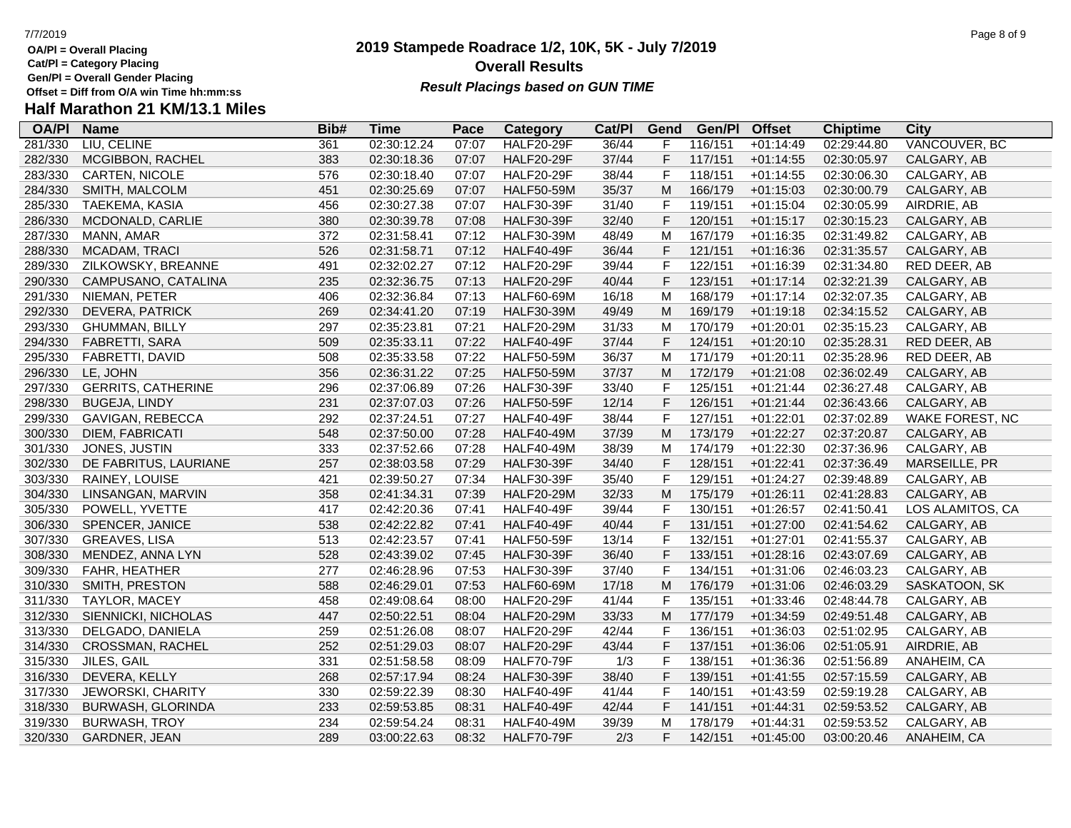OA/Pl = Overall Placing
Cat/Pl = Category Placing
Gen/Pl = Overall Gender Placing
Offset = Diff from O/A win Time hh:mm:ss

# 2019 Stampede Roadrace 1/2, 10K, 5K - July 7/2019

## Overall Results

***Result Placings based on GUN TIME***

### Half Marathon 21 KM/13.1 Miles

| OA/Pl | Name | Bib# | Time | Pace | Category | Cat/Pl | Gend | Gen/Pl | Offset | Chiptime | City |
|---|---|---|---|---|---|---|---|---|---|---|---|
| 281/330 | LIU, CELINE | 361 | 02:30:12.24 | 07:07 | HALF20-29F | 36/44 | F | 116/151 | +01:14:49 | 02:29:44.80 | VANCOUVER, BC |
| 282/330 | MCGIBBON, RACHEL | 383 | 02:30:18.36 | 07:07 | HALF20-29F | 37/44 | F | 117/151 | +01:14:55 | 02:30:05.97 | CALGARY, AB |
| 283/330 | CARTEN, NICOLE | 576 | 02:30:18.40 | 07:07 | HALF20-29F | 38/44 | F | 118/151 | +01:14:55 | 02:30:06.30 | CALGARY, AB |
| 284/330 | SMITH, MALCOLM | 451 | 02:30:25.69 | 07:07 | HALF50-59M | 35/37 | M | 166/179 | +01:15:03 | 02:30:00.79 | CALGARY, AB |
| 285/330 | TAEKEMA, KASIA | 456 | 02:30:27.38 | 07:07 | HALF30-39F | 31/40 | F | 119/151 | +01:15:04 | 02:30:05.99 | AIRDRIE, AB |
| 286/330 | MCDONALD, CARLIE | 380 | 02:30:39.78 | 07:08 | HALF30-39F | 32/40 | F | 120/151 | +01:15:17 | 02:30:15.23 | CALGARY, AB |
| 287/330 | MANN, AMAR | 372 | 02:31:58.41 | 07:12 | HALF30-39M | 48/49 | M | 167/179 | +01:16:35 | 02:31:49.82 | CALGARY, AB |
| 288/330 | MCADAM, TRACI | 526 | 02:31:58.71 | 07:12 | HALF40-49F | 36/44 | F | 121/151 | +01:16:36 | 02:31:35.57 | CALGARY, AB |
| 289/330 | ZILKOWSKY, BREANNE | 491 | 02:32:02.27 | 07:12 | HALF20-29F | 39/44 | F | 122/151 | +01:16:39 | 02:31:34.80 | RED DEER, AB |
| 290/330 | CAMPUSANO, CATALINA | 235 | 02:32:36.75 | 07:13 | HALF20-29F | 40/44 | F | 123/151 | +01:17:14 | 02:32:21.39 | CALGARY, AB |
| 291/330 | NIEMAN, PETER | 406 | 02:32:36.84 | 07:13 | HALF60-69M | 16/18 | M | 168/179 | +01:17:14 | 02:32:07.35 | CALGARY, AB |
| 292/330 | DEVERA, PATRICK | 269 | 02:34:41.20 | 07:19 | HALF30-39M | 49/49 | M | 169/179 | +01:19:18 | 02:34:15.52 | CALGARY, AB |
| 293/330 | GHUMMAN, BILLY | 297 | 02:35:23.81 | 07:21 | HALF20-29M | 31/33 | M | 170/179 | +01:20:01 | 02:35:15.23 | CALGARY, AB |
| 294/330 | FABRETTI, SARA | 509 | 02:35:33.11 | 07:22 | HALF40-49F | 37/44 | F | 124/151 | +01:20:10 | 02:35:28.31 | RED DEER, AB |
| 295/330 | FABRETTI, DAVID | 508 | 02:35:33.58 | 07:22 | HALF50-59M | 36/37 | M | 171/179 | +01:20:11 | 02:35:28.96 | RED DEER, AB |
| 296/330 | LE, JOHN | 356 | 02:36:31.22 | 07:25 | HALF50-59M | 37/37 | M | 172/179 | +01:21:08 | 02:36:02.49 | CALGARY, AB |
| 297/330 | GERRITS, CATHERINE | 296 | 02:37:06.89 | 07:26 | HALF30-39F | 33/40 | F | 125/151 | +01:21:44 | 02:36:27.48 | CALGARY, AB |
| 298/330 | BUGEJA, LINDY | 231 | 02:37:07.03 | 07:26 | HALF50-59F | 12/14 | F | 126/151 | +01:21:44 | 02:36:43.66 | CALGARY, AB |
| 299/330 | GAVIGAN, REBECCA | 292 | 02:37:24.51 | 07:27 | HALF40-49F | 38/44 | F | 127/151 | +01:22:01 | 02:37:02.89 | WAKE FOREST, NC |
| 300/330 | DIEM, FABRICATI | 548 | 02:37:50.00 | 07:28 | HALF40-49M | 37/39 | M | 173/179 | +01:22:27 | 02:37:20.87 | CALGARY, AB |
| 301/330 | JONES, JUSTIN | 333 | 02:37:52.66 | 07:28 | HALF40-49M | 38/39 | M | 174/179 | +01:22:30 | 02:37:36.96 | CALGARY, AB |
| 302/330 | DE FABRITUS, LAURIANE | 257 | 02:38:03.58 | 07:29 | HALF30-39F | 34/40 | F | 128/151 | +01:22:41 | 02:37:36.49 | MARSEILLE, PR |
| 303/330 | RAINEY, LOUISE | 421 | 02:39:50.27 | 07:34 | HALF30-39F | 35/40 | F | 129/151 | +01:24:27 | 02:39:48.89 | CALGARY, AB |
| 304/330 | LINSANGAN, MARVIN | 358 | 02:41:34.31 | 07:39 | HALF20-29M | 32/33 | M | 175/179 | +01:26:11 | 02:41:28.83 | CALGARY, AB |
| 305/330 | POWELL, YVETTE | 417 | 02:42:20.36 | 07:41 | HALF40-49F | 39/44 | F | 130/151 | +01:26:57 | 02:41:50.41 | LOS ALAMITOS, CA |
| 306/330 | SPENCER, JANICE | 538 | 02:42:22.82 | 07:41 | HALF40-49F | 40/44 | F | 131/151 | +01:27:00 | 02:41:54.62 | CALGARY, AB |
| 307/330 | GREAVES, LISA | 513 | 02:42:23.57 | 07:41 | HALF50-59F | 13/14 | F | 132/151 | +01:27:01 | 02:41:55.37 | CALGARY, AB |
| 308/330 | MENDEZ, ANNA LYN | 528 | 02:43:39.02 | 07:45 | HALF30-39F | 36/40 | F | 133/151 | +01:28:16 | 02:43:07.69 | CALGARY, AB |
| 309/330 | FAHR, HEATHER | 277 | 02:46:28.96 | 07:53 | HALF30-39F | 37/40 | F | 134/151 | +01:31:06 | 02:46:03.23 | CALGARY, AB |
| 310/330 | SMITH, PRESTON | 588 | 02:46:29.01 | 07:53 | HALF60-69M | 17/18 | M | 176/179 | +01:31:06 | 02:46:03.29 | SASKATOON, SK |
| 311/330 | TAYLOR, MACEY | 458 | 02:49:08.64 | 08:00 | HALF20-29F | 41/44 | F | 135/151 | +01:33:46 | 02:48:44.78 | CALGARY, AB |
| 312/330 | SIENNICKI, NICHOLAS | 447 | 02:50:22.51 | 08:04 | HALF20-29M | 33/33 | M | 177/179 | +01:34:59 | 02:49:51.48 | CALGARY, AB |
| 313/330 | DELGADO, DANIELA | 259 | 02:51:26.08 | 08:07 | HALF20-29F | 42/44 | F | 136/151 | +01:36:03 | 02:51:02.95 | CALGARY, AB |
| 314/330 | CROSSMAN, RACHEL | 252 | 02:51:29.03 | 08:07 | HALF20-29F | 43/44 | F | 137/151 | +01:36:06 | 02:51:05.91 | AIRDRIE, AB |
| 315/330 | JILES, GAIL | 331 | 02:51:58.58 | 08:09 | HALF70-79F | 1/3 | F | 138/151 | +01:36:36 | 02:51:56.89 | ANAHEIM, CA |
| 316/330 | DEVERA, KELLY | 268 | 02:57:17.94 | 08:24 | HALF30-39F | 38/40 | F | 139/151 | +01:41:55 | 02:57:15.59 | CALGARY, AB |
| 317/330 | JEWORSKI, CHARITY | 330 | 02:59:22.39 | 08:30 | HALF40-49F | 41/44 | F | 140/151 | +01:43:59 | 02:59:19.28 | CALGARY, AB |
| 318/330 | BURWASH, GLORINDA | 233 | 02:59:53.85 | 08:31 | HALF40-49F | 42/44 | F | 141/151 | +01:44:31 | 02:59:53.52 | CALGARY, AB |
| 319/330 | BURWASH, TROY | 234 | 02:59:54.24 | 08:31 | HALF40-49M | 39/39 | M | 178/179 | +01:44:31 | 02:59:53.52 | CALGARY, AB |
| 320/330 | GARDNER, JEAN | 289 | 03:00:22.63 | 08:32 | HALF70-79F | 2/3 | F | 142/151 | +01:45:00 | 03:00:20.46 | ANAHEIM, CA |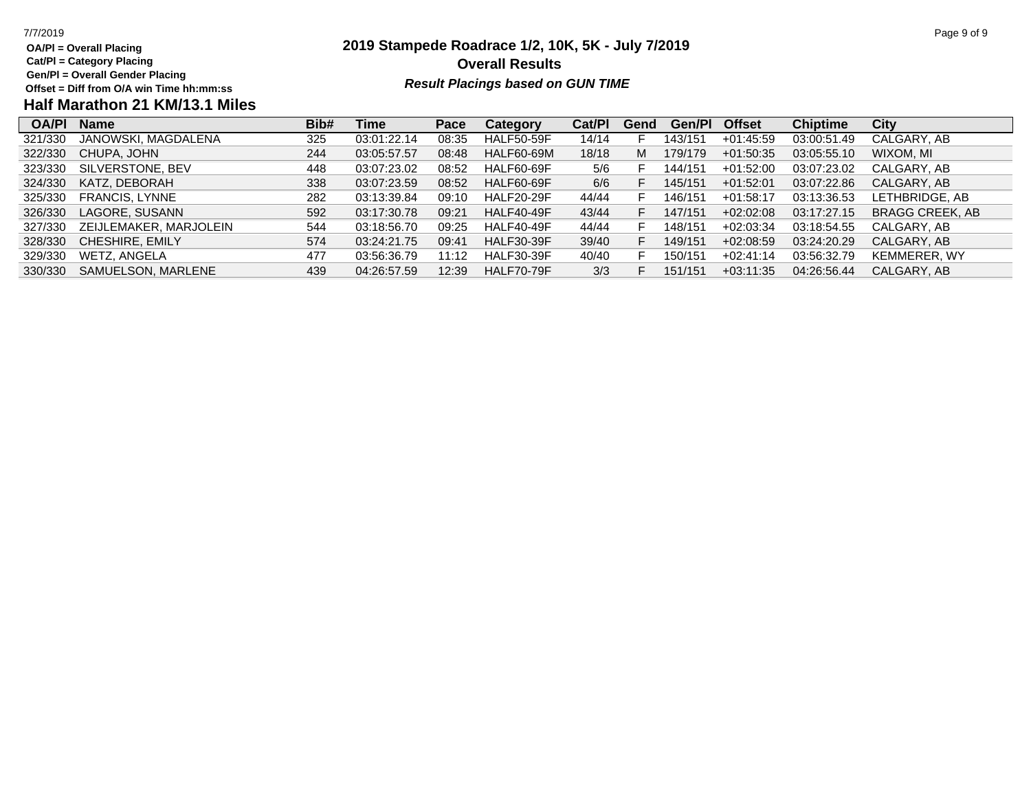OA/Pl = Overall Placing
Cat/Pl = Category Placing
Gen/Pl = Overall Gender Placing
Offset = Diff from O/A win Time hh:mm:ss

# 2019 Stampede Roadrace 1/2, 10K, 5K - July 7/2019

**Overall Results**

***Result Placings based on GUN TIME***

## Half Marathon 21 KM/13.1 Miles

| OA/Pl | Name | Bib# | Time | Pace | Category | Cat/Pl | Gend | Gen/Pl | Offset | Chiptime | City |
|---|---|---|---|---|---|---|---|---|---|---|---|
| 321/330 | JANOWSKI, MAGDALENA | 325 | 03:01:22.14 | 08:35 | HALF50-59F | 14/14 | F | 143/151 | +01:45:59 | 03:00:51.49 | CALGARY, AB |
| 322/330 | CHUPA, JOHN | 244 | 03:05:57.57 | 08:48 | HALF60-69M | 18/18 | M | 179/179 | +01:50:35 | 03:05:55.10 | WIXOM, MI |
| 323/330 | SILVERSTONE, BEV | 448 | 03:07:23.02 | 08:52 | HALF60-69F | 5/6 | F | 144/151 | +01:52:00 | 03:07:23.02 | CALGARY, AB |
| 324/330 | KATZ, DEBORAH | 338 | 03:07:23.59 | 08:52 | HALF60-69F | 6/6 | F | 145/151 | +01:52:01 | 03:07:22.86 | CALGARY, AB |
| 325/330 | FRANCIS, LYNNE | 282 | 03:13:39.84 | 09:10 | HALF20-29F | 44/44 | F | 146/151 | +01:58:17 | 03:13:36.53 | LETHBRIDGE, AB |
| 326/330 | LAGORE, SUSANN | 592 | 03:17:30.78 | 09:21 | HALF40-49F | 43/44 | F | 147/151 | +02:02:08 | 03:17:27.15 | BRAGG CREEK, AB |
| 327/330 | ZEIJLEMAKER, MARJOLEIN | 544 | 03:18:56.70 | 09:25 | HALF40-49F | 44/44 | F | 148/151 | +02:03:34 | 03:18:54.55 | CALGARY, AB |
| 328/330 | CHESHIRE, EMILY | 574 | 03:24:21.75 | 09:41 | HALF30-39F | 39/40 | F | 149/151 | +02:08:59 | 03:24:20.29 | CALGARY, AB |
| 329/330 | WETZ, ANGELA | 477 | 03:56:36.79 | 11:12 | HALF30-39F | 40/40 | F | 150/151 | +02:41:14 | 03:56:32.79 | KEMMERER, WY |
| 330/330 | SAMUELSON, MARLENE | 439 | 04:26:57.59 | 12:39 | HALF70-79F | 3/3 | F | 151/151 | +03:11:35 | 04:26:56.44 | CALGARY, AB |